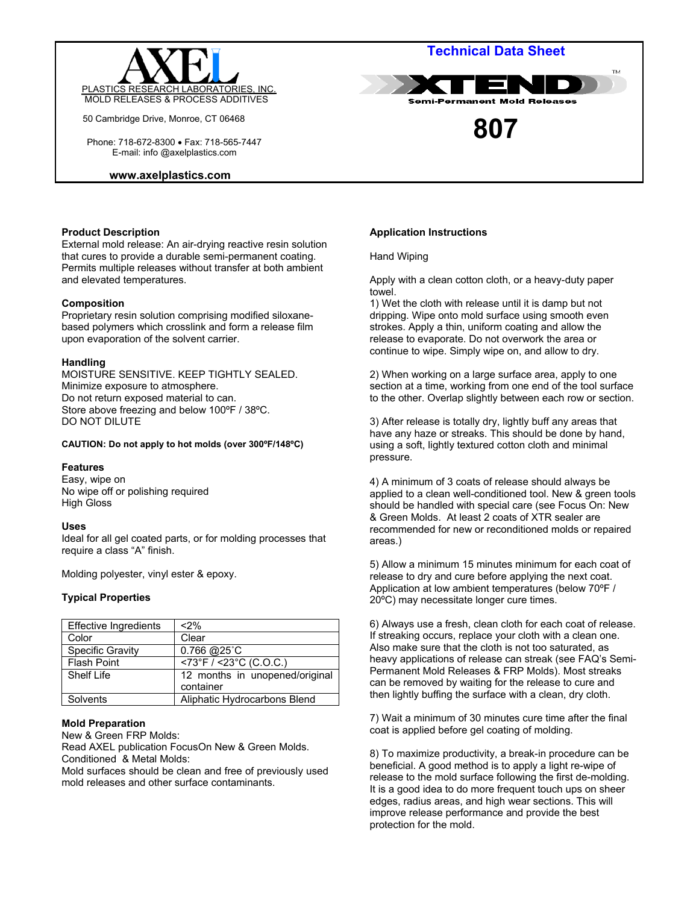AXEL

PLASTICS RESEARCH LABORATORIES, INC.
MOLD RELEASES & PROCESS ADDITIVES

50 Cambridge Drive, Monroe, CT 06468

Phone: 718-672-8300 • Fax: 718-565-7447
E-mail: info @axelplastics.com

**www.axelplastics.com**

# Technical Data Sheet

XTEND™

Semi-Permanent Mold Releases

# 807

### Product Description

External mold release: An air-drying reactive resin solution that cures to provide a durable semi-permanent coating. Permits multiple releases without transfer at both ambient and elevated temperatures.

### Composition

Proprietary resin solution comprising modified siloxane-based polymers which crosslink and form a release film upon evaporation of the solvent carrier.

### Handling

MOISTURE SENSITIVE. KEEP TIGHTLY SEALED.
Minimize exposure to atmosphere.
Do not return exposed material to can.
Store above freezing and below 100ºF / 38ºC.
DO NOT DILUTE

**CAUTION: Do not apply to hot molds (over 300ºF/148ºC)**

### Features

Easy, wipe on
No wipe off or polishing required
High Gloss

### Uses

Ideal for all gel coated parts, or for molding processes that require a class "A" finish.

Molding polyester, vinyl ester & epoxy.

### Typical Properties

| Effective Ingredients | <2% |
|---|---|
| Color | Clear |
| Specific Gravity | 0.766 @25˚C |
| Flash Point | <73°F / <23°C (C.O.C.) |
| Shelf Life | 12 months in unopened/original container |
| Solvents | Aliphatic Hydrocarbons Blend |

### Mold Preparation

New & Green FRP Molds:
Read AXEL publication FocusOn New & Green Molds.
Conditioned & Metal Molds:
Mold surfaces should be clean and free of previously used mold releases and other surface contaminants.

### Application Instructions

Hand Wiping

Apply with a clean cotton cloth, or a heavy-duty paper towel.
1) Wet the cloth with release until it is damp but not dripping. Wipe onto mold surface using smooth even strokes. Apply a thin, uniform coating and allow the release to evaporate. Do not overwork the area or continue to wipe. Simply wipe on, and allow to dry.

2) When working on a large surface area, apply to one section at a time, working from one end of the tool surface to the other. Overlap slightly between each row or section.

3) After release is totally dry, lightly buff any areas that have any haze or streaks. This should be done by hand, using a soft, lightly textured cotton cloth and minimal pressure.

4) A minimum of 3 coats of release should always be applied to a clean well-conditioned tool. New & green tools should be handled with special care (see Focus On: New & Green Molds. At least 2 coats of XTR sealer are recommended for new or reconditioned molds or repaired areas.)

5) Allow a minimum 15 minutes minimum for each coat of release to dry and cure before applying the next coat. Application at low ambient temperatures (below 70ºF / 20ºC) may necessitate longer cure times.

6) Always use a fresh, clean cloth for each coat of release. If streaking occurs, replace your cloth with a clean one. Also make sure that the cloth is not too saturated, as heavy applications of release can streak (see FAQ's Semi-Permanent Mold Releases & FRP Molds). Most streaks can be removed by waiting for the release to cure and then lightly buffing the surface with a clean, dry cloth.

7) Wait a minimum of 30 minutes cure time after the final coat is applied before gel coating of molding.

8) To maximize productivity, a break-in procedure can be beneficial. A good method is to apply a light re-wipe of release to the mold surface following the first de-molding. It is a good idea to do more frequent touch ups on sheer edges, radius areas, and high wear sections. This will improve release performance and provide the best protection for the mold.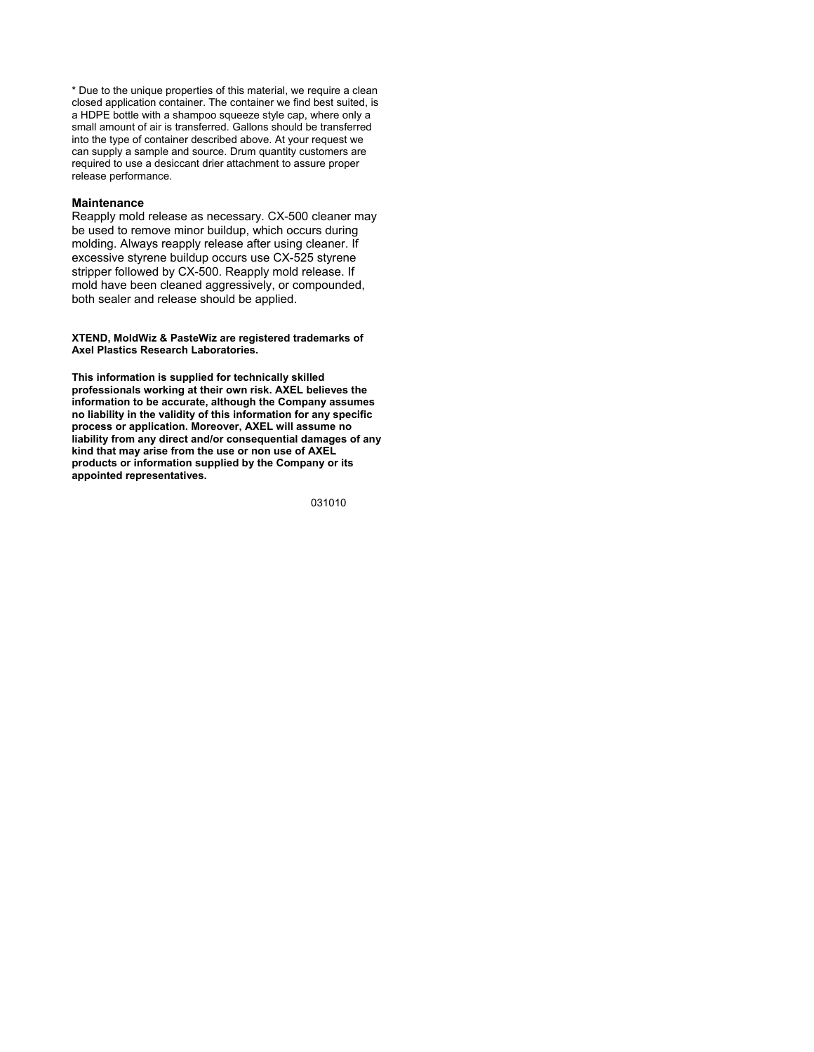* Due to the unique properties of this material, we require a clean closed application container. The container we find best suited, is a HDPE bottle with a shampoo squeeze style cap, where only a small amount of air is transferred. Gallons should be transferred into the type of container described above. At your request we can supply a sample and source. Drum quantity customers are required to use a desiccant drier attachment to assure proper release performance.

### Maintenance

Reapply mold release as necessary. CX-500 cleaner may be used to remove minor buildup, which occurs during molding. Always reapply release after using cleaner. If excessive styrene buildup occurs use CX-525 styrene stripper followed by CX-500. Reapply mold release. If mold have been cleaned aggressively, or compounded, both sealer and release should be applied.

**XTEND, MoldWiz & PasteWiz are registered trademarks of Axel Plastics Research Laboratories.**

**This information is supplied for technically skilled professionals working at their own risk. AXEL believes the information to be accurate, although the Company assumes no liability in the validity of this information for any specific process or application. Moreover, AXEL will assume no liability from any direct and/or consequential damages of any kind that may arise from the use or non use of AXEL products or information supplied by the Company or its appointed representatives.**

031010